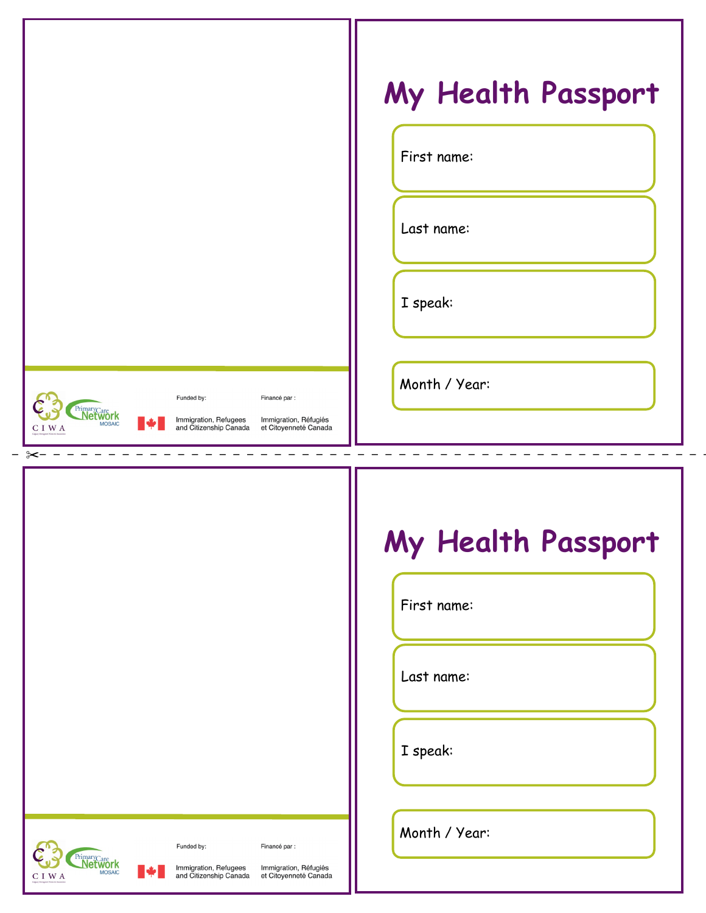Funded by:

Financé par :

Immigration, Refugees and Citizenship Canada

Immigration, Réfugiés et Citoyenneté Canada

# My Health Passport

First name:

Last name:

I speak:

Month / Year:

Funded by:

Financé par :

Immigration, Refugees and Citizenship Canada

Immigration, Réfugiés et Citoyenneté Canada

# My Health Passport

First name:

Last name:

I speak:

Month / Year: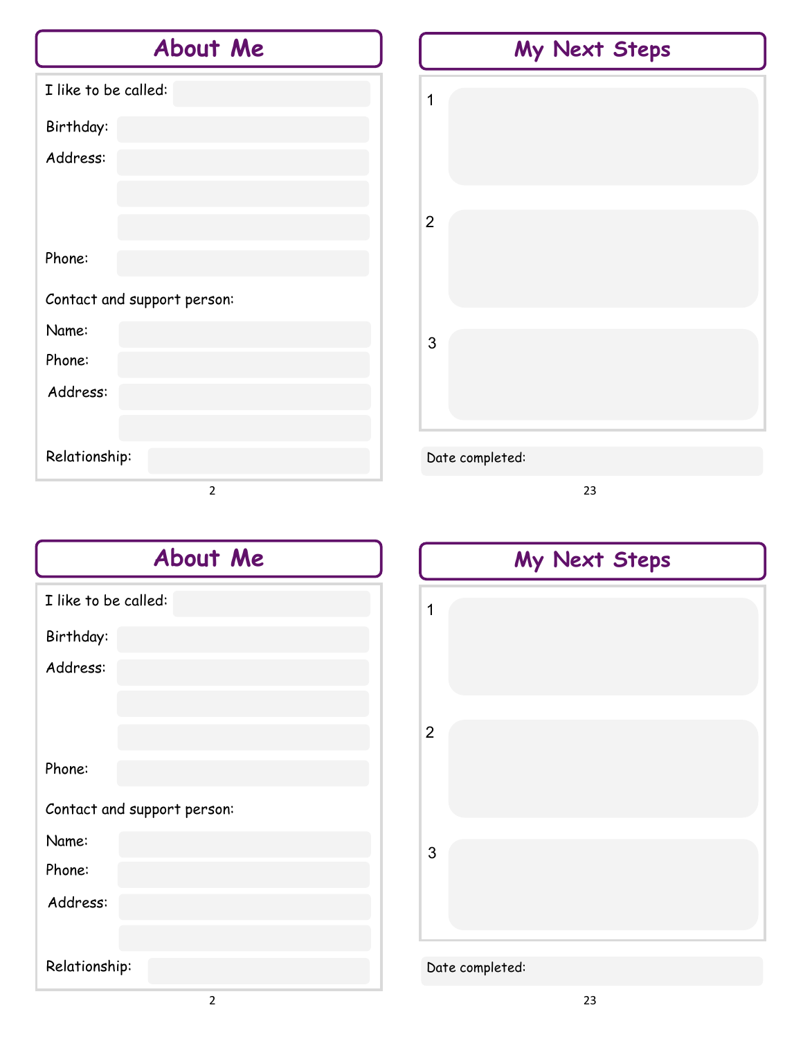## About Me

I like to be called:

Birthday:

Address:

Phone:

Contact and support person:

Name:

Phone:

Address:

Relationship:

## My Next Steps

1

2

3

Date completed:

## About Me

I like to be called:

Birthday:

Address:

Phone:

Contact and support person:

Name:

Phone:

Address:

Relationship:

## My Next Steps

1

2

3

Date completed: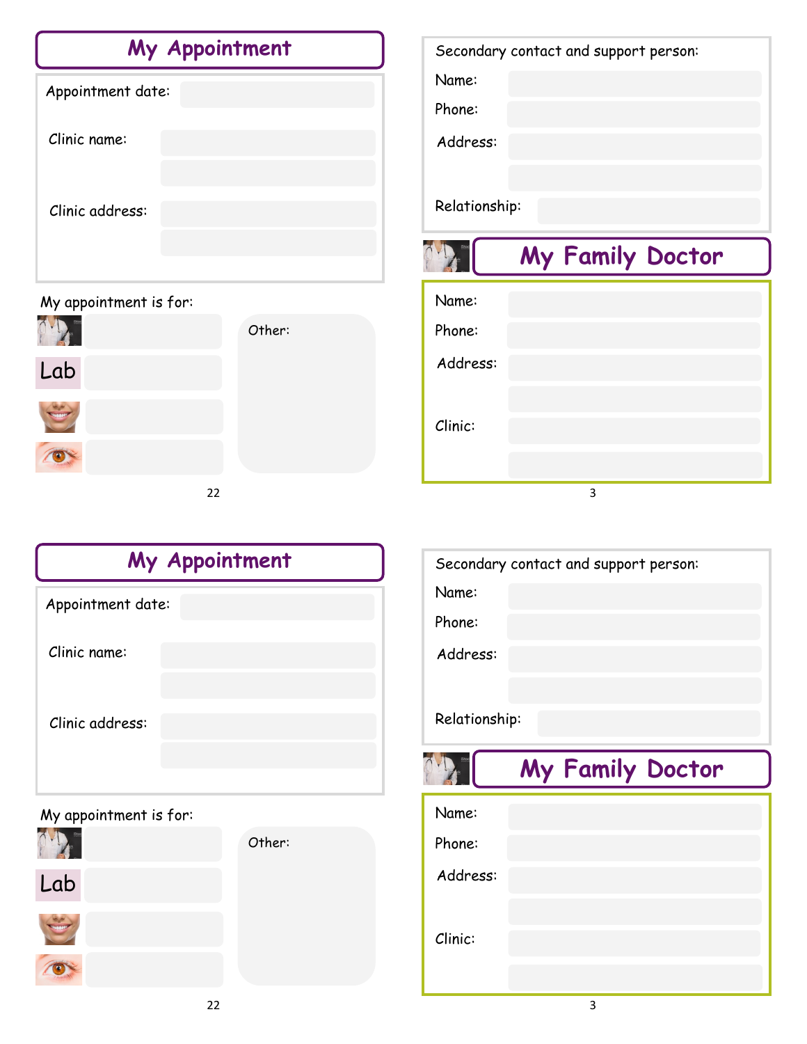## My Appointment

Appointment date:

Clinic name:

Clinic address:

My appointment is for:

Lab

Other:

Secondary contact and support person:

Name:

Phone:

Address:

Relationship:

## My Family Doctor

Name:

Phone:

Address:

Clinic:

## My Appointment

Appointment date:

Clinic name:

Clinic address:

My appointment is for:

Lab

Other:

Secondary contact and support person:

Name:

Phone:

Address:

Relationship:

## My Family Doctor

Name:

Phone:

Address:

Clinic: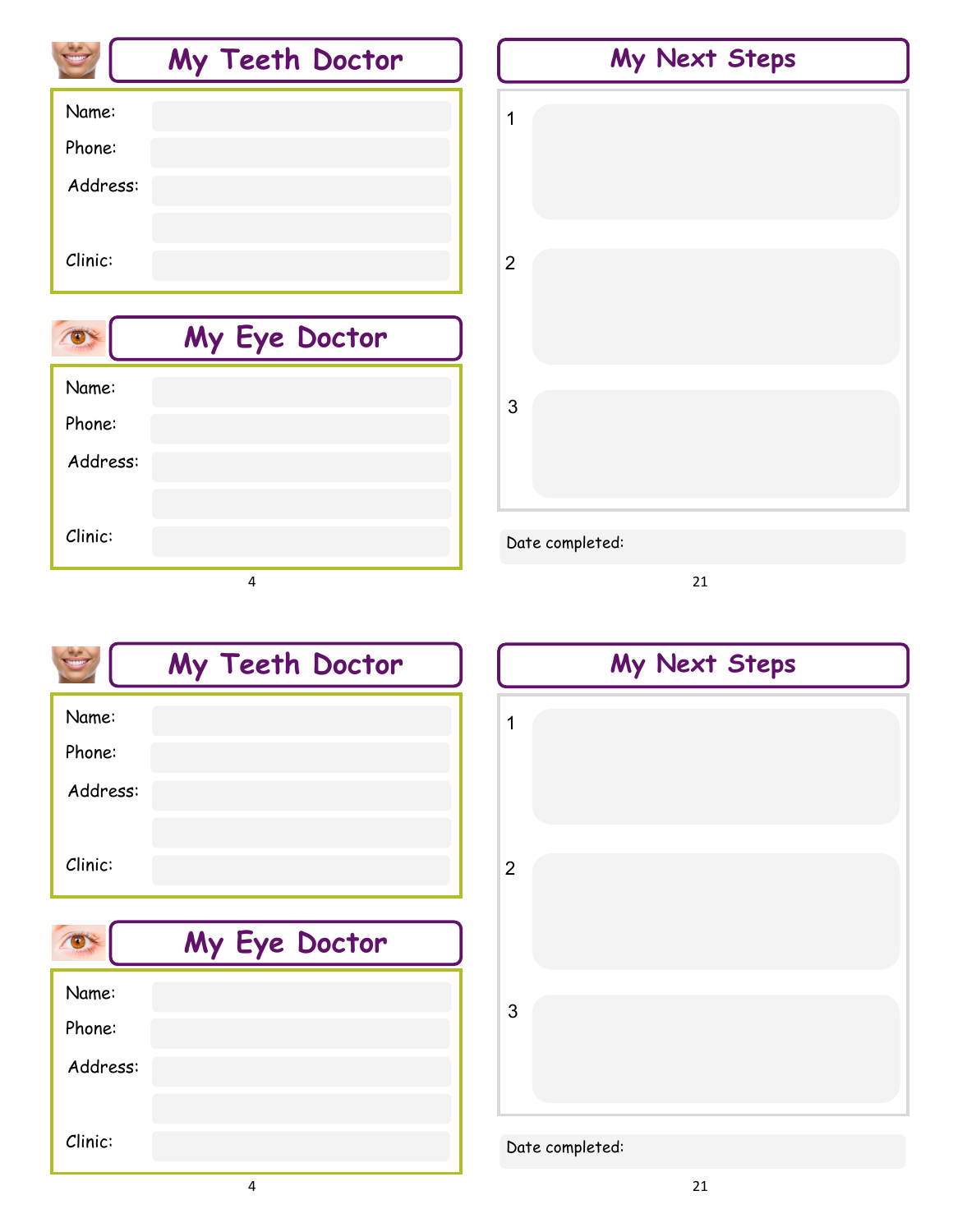## My Teeth Doctor

Name:

Phone:

Address:

Clinic:

## My Eye Doctor

Name:

Phone:

Address:

Clinic:

## My Next Steps

1

2

3

Date completed:

## My Teeth Doctor

Name:

Phone:

Address:

Clinic:

## My Eye Doctor

Name:

Phone:

Address:

Clinic:

## My Next Steps

1

2

3

Date completed: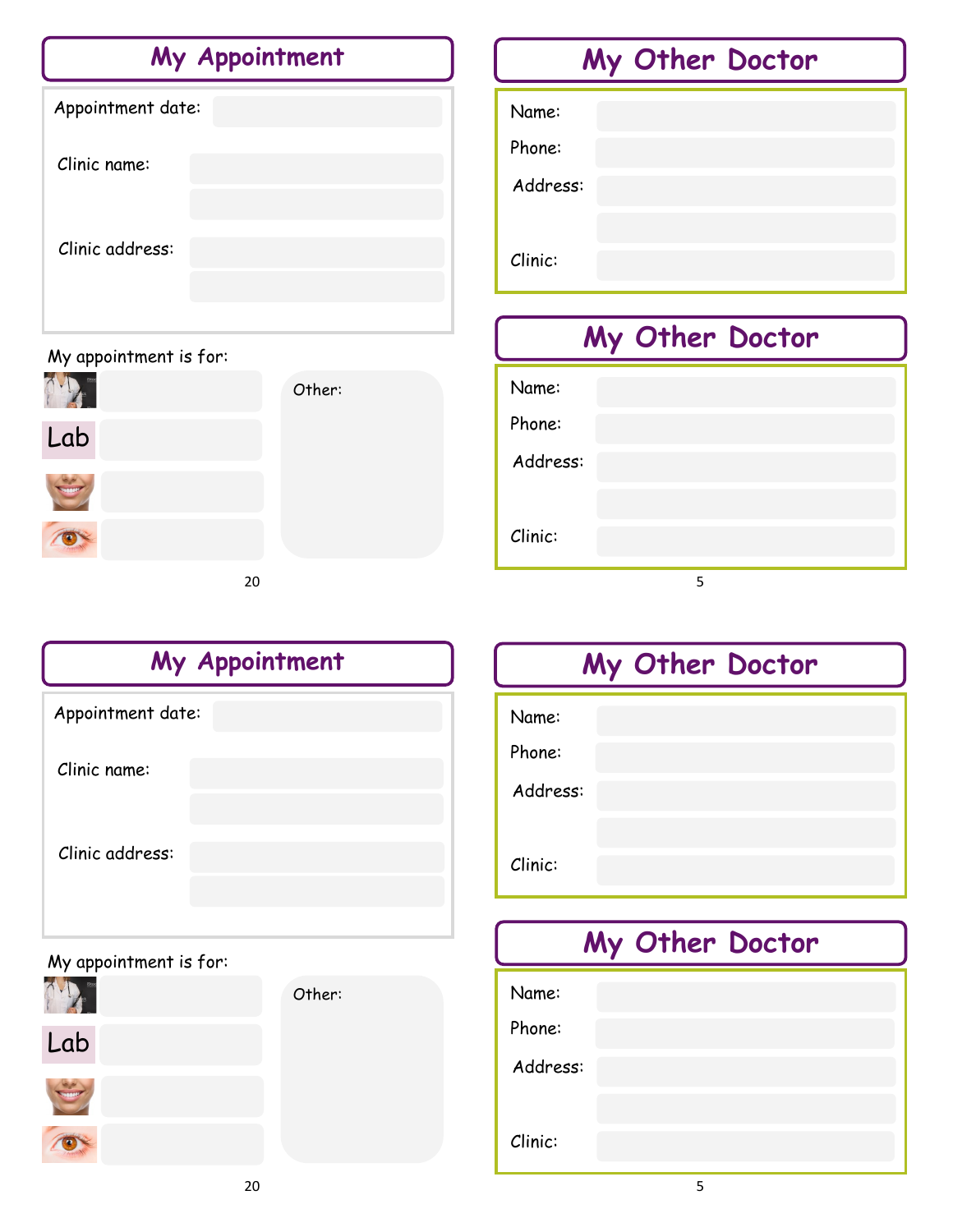## My Appointment

Appointment date:

Clinic name:

Clinic address:

My appointment is for:

Lab

Other:

## My Other Doctor

Name:

Phone:

Address:

Clinic:

## My Other Doctor

Name:

Phone:

Address:

Clinic:

## My Appointment

Appointment date:

Clinic name:

Clinic address:

My appointment is for:

Lab

Other:

## My Other Doctor

Name:

Phone:

Address:

Clinic:

## My Other Doctor

Name:

Phone:

Address:

Clinic: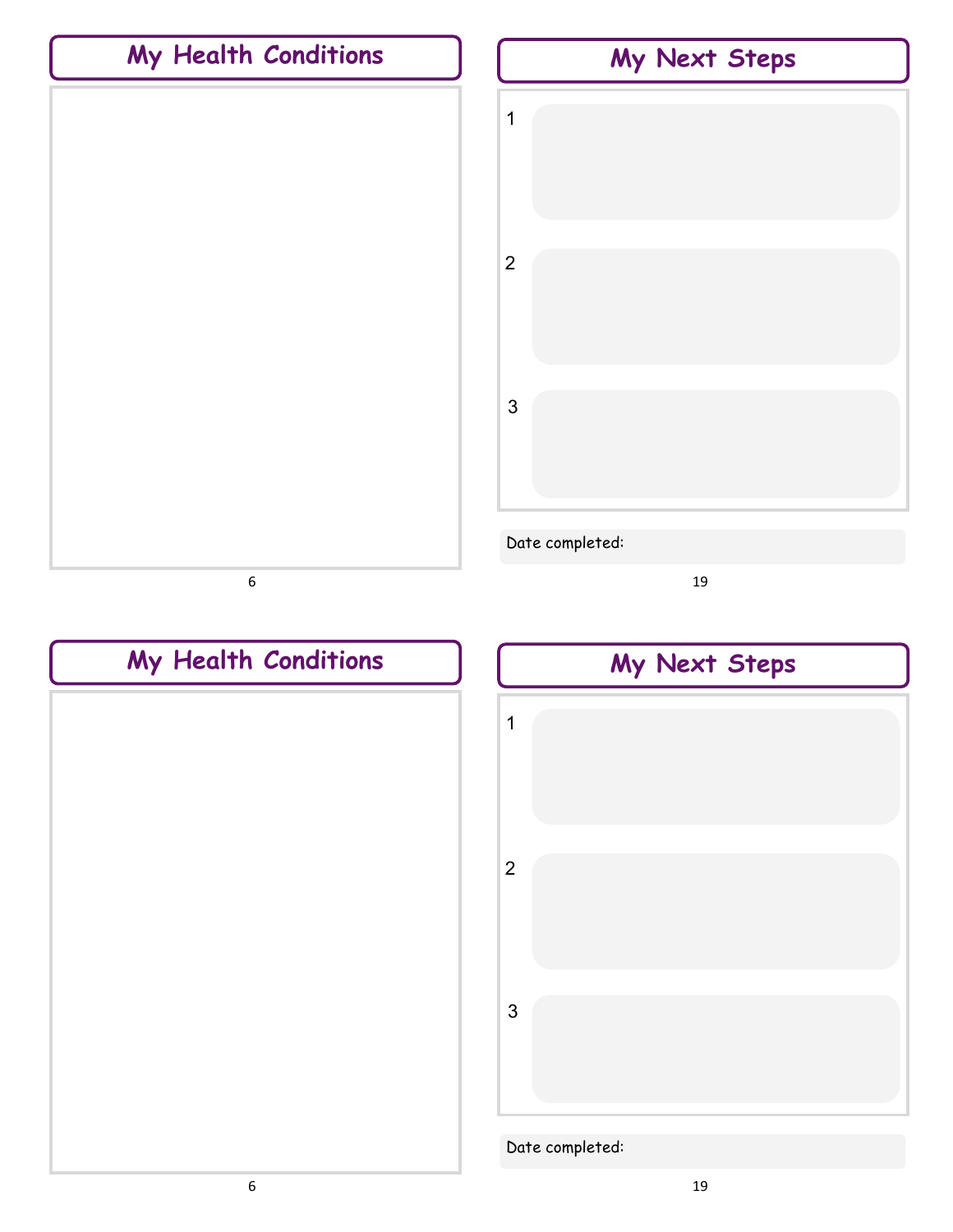## My Health Conditions

## My Next Steps

1

2

3

Date completed:

## My Health Conditions

## My Next Steps

1

2

3

Date completed: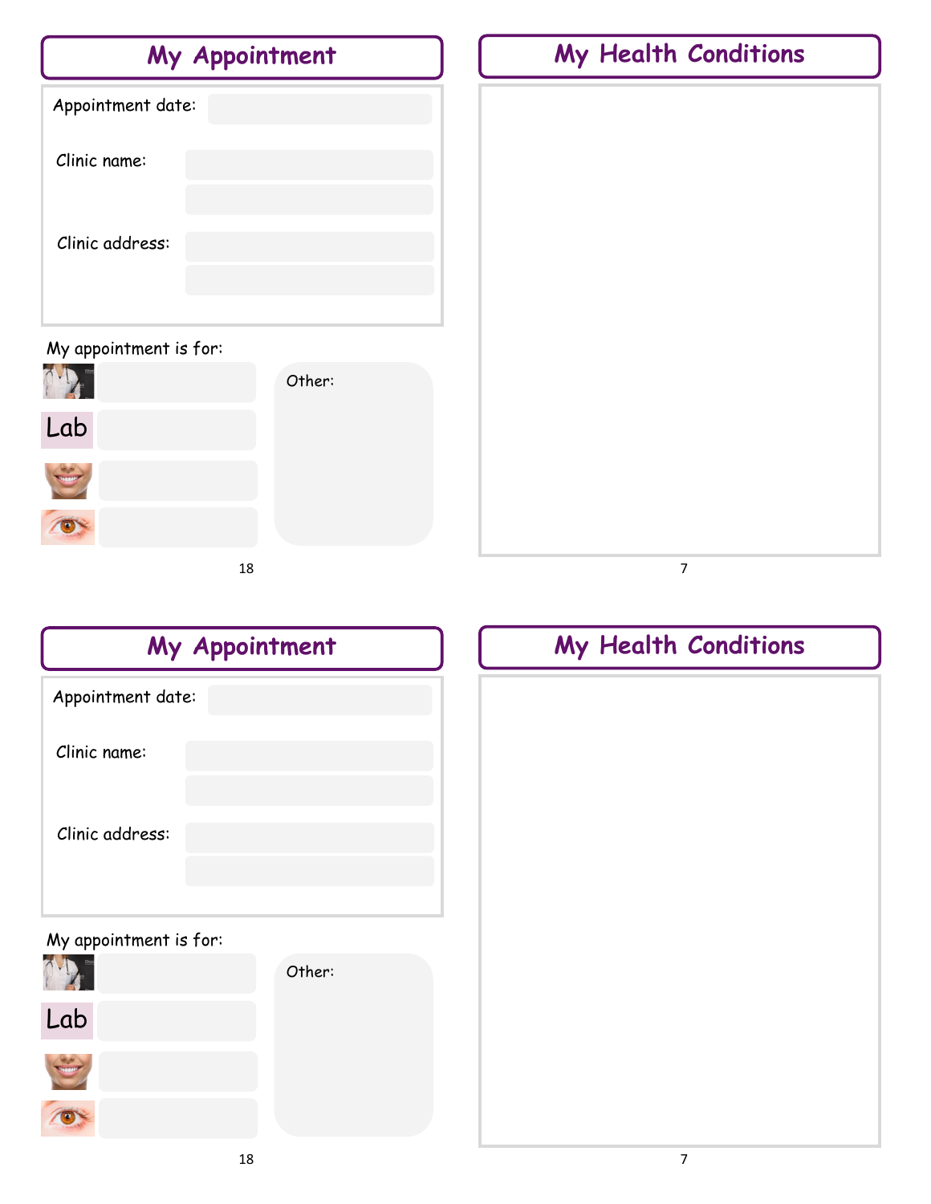## My Appointment

Appointment date:

Clinic name:

Clinic address:

My appointment is for:

Lab

Other:

## My Health Conditions

## My Appointment

Appointment date:

Clinic name:

Clinic address:

My appointment is for:

Lab

Other:

## My Health Conditions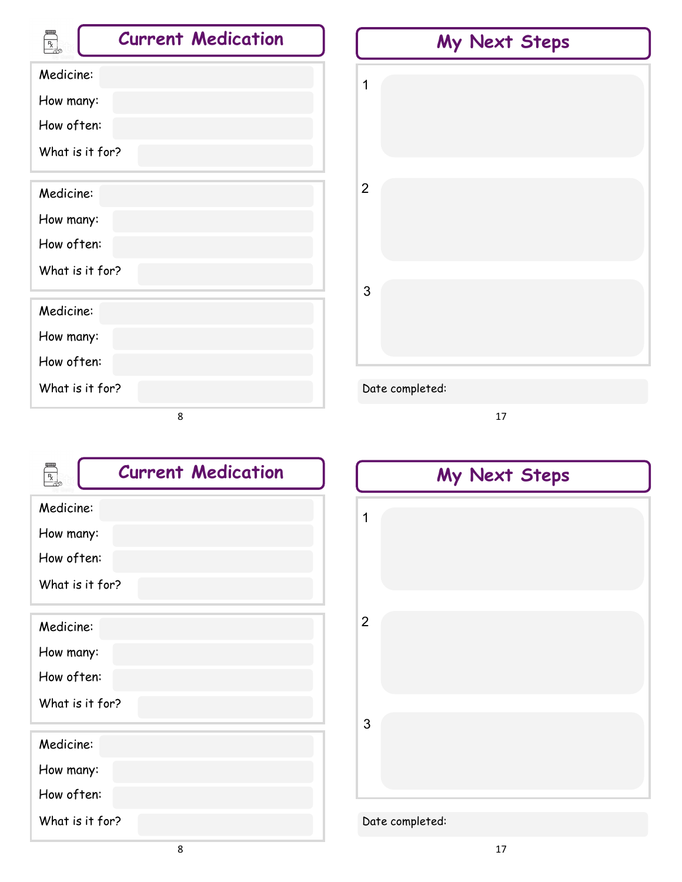## Current Medication

Medicine:

How many:

How often:

What is it for?

Medicine:

How many:

How often:

What is it for?

Medicine:

How many:

How often:

What is it for?

## My Next Steps

1

2

3

Date completed:

## Current Medication

Medicine:

How many:

How often:

What is it for?

Medicine:

How many:

How often:

What is it for?

Medicine:

How many:

How often:

What is it for?

## My Next Steps

1

2

3

Date completed: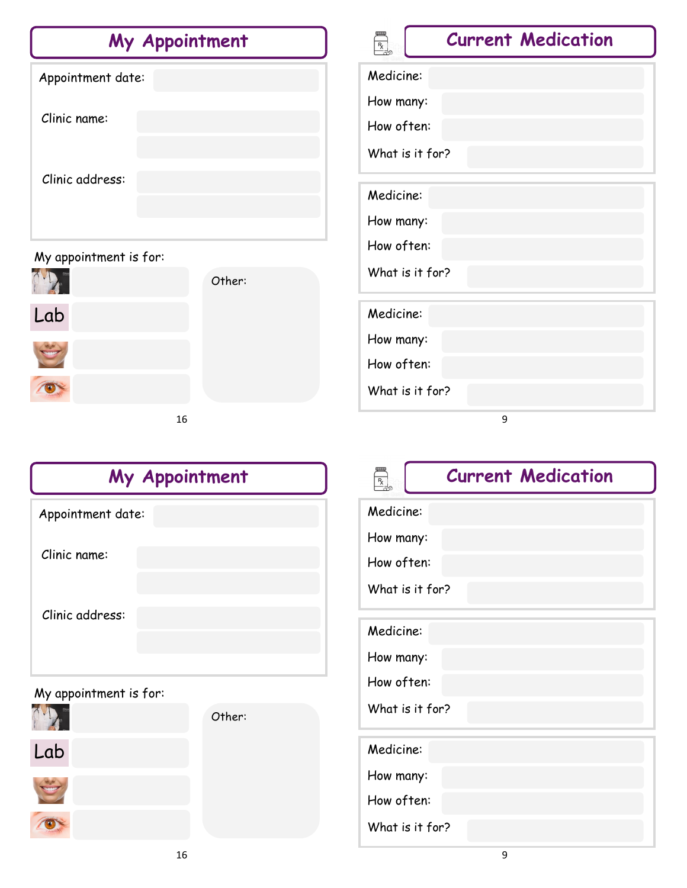## My Appointment

Appointment date:

Clinic name:

Clinic address:

My appointment is for:

Lab

Other:

## Current Medication

Medicine:

How many:

How often:

What is it for?

Medicine:

How many:

How often:

What is it for?

Medicine:

How many:

How often:

What is it for?

## My Appointment

Appointment date:

Clinic name:

Clinic address:

My appointment is for:

Lab

Other:

## Current Medication

Medicine:

How many:

How often:

What is it for?

Medicine:

How many:

How often:

What is it for?

Medicine:

How many:

How often:

What is it for?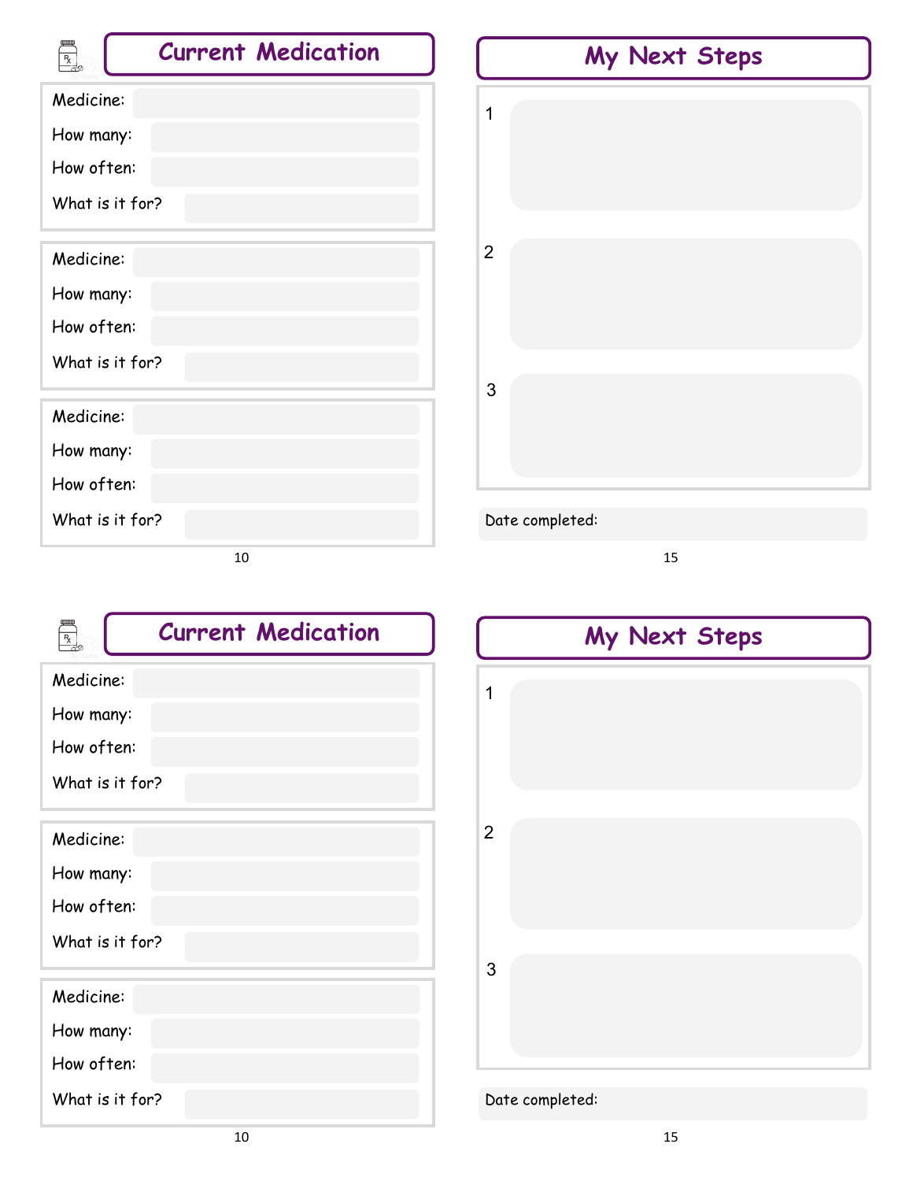## Current Medication

Medicine:

How many:

How often:

What is it for?

Medicine:

How many:

How often:

What is it for?

Medicine:

How many:

How often:

What is it for?

## My Next Steps

1

2

3

Date completed:

## Current Medication

Medicine:

How many:

How often:

What is it for?

Medicine:

How many:

How often:

What is it for?

Medicine:

How many:

How often:

What is it for?

## My Next Steps

1

2

3

Date completed: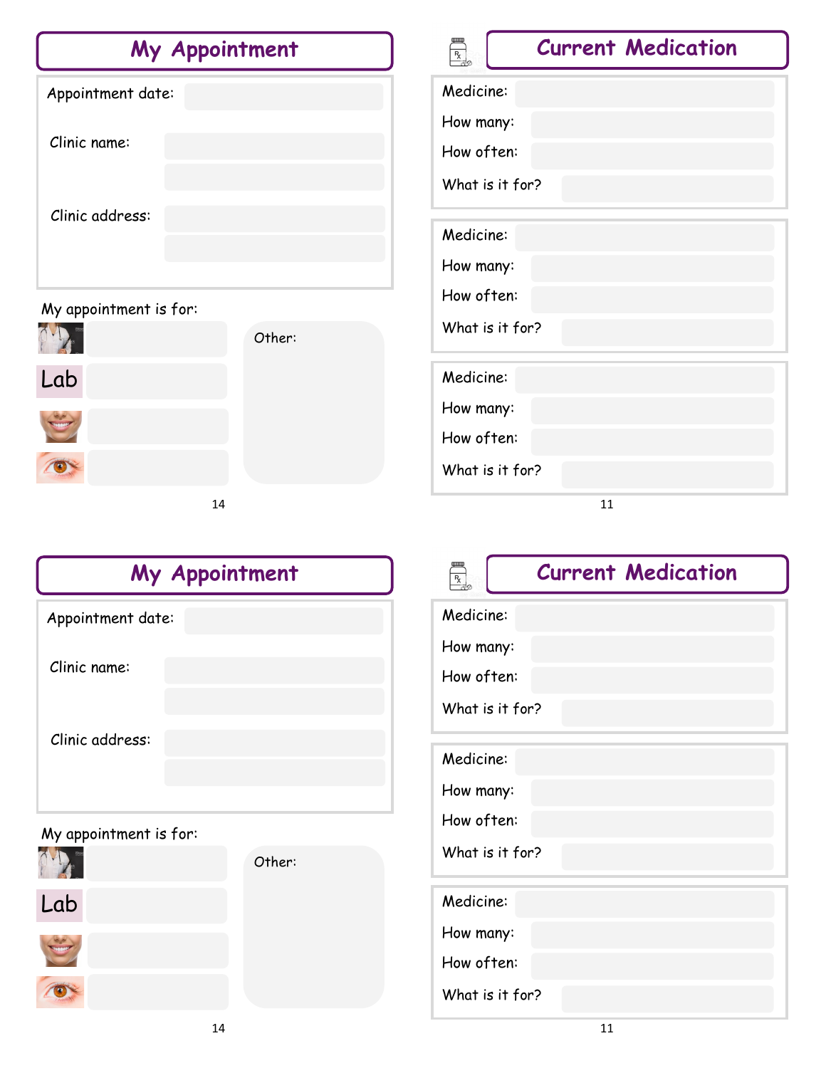## My Appointment

Appointment date:

Clinic name:

Clinic address:

My appointment is for:

Lab

Other:

## Current Medication

Medicine:

How many:

How often:

What is it for?

Medicine:

How many:

How often:

What is it for?

Medicine:

How many:

How often:

What is it for?

## My Appointment

Appointment date:

Clinic name:

Clinic address:

My appointment is for:

Lab

Other:

## Current Medication

Medicine:

How many:

How often:

What is it for?

Medicine:

How many:

How often:

What is it for?

Medicine:

How many:

How often:

What is it for?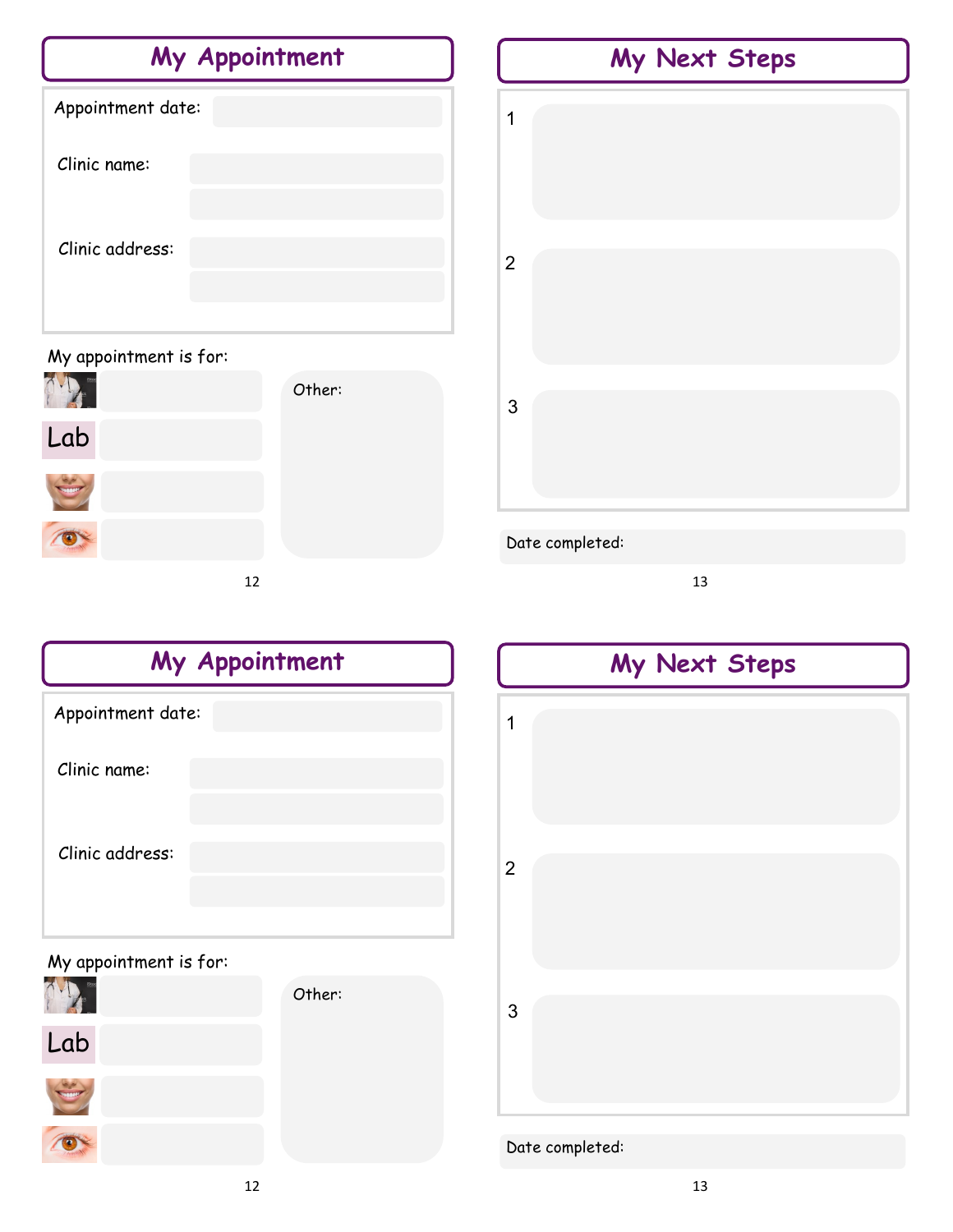## My Appointment

Appointment date:

Clinic name:

Clinic address:

My appointment is for:

Lab

Other:

## My Next Steps

1

2

3

Date completed:

## My Appointment

Appointment date:

Clinic name:

Clinic address:

My appointment is for:

Lab

Other:

## My Next Steps

1

2

3

Date completed: